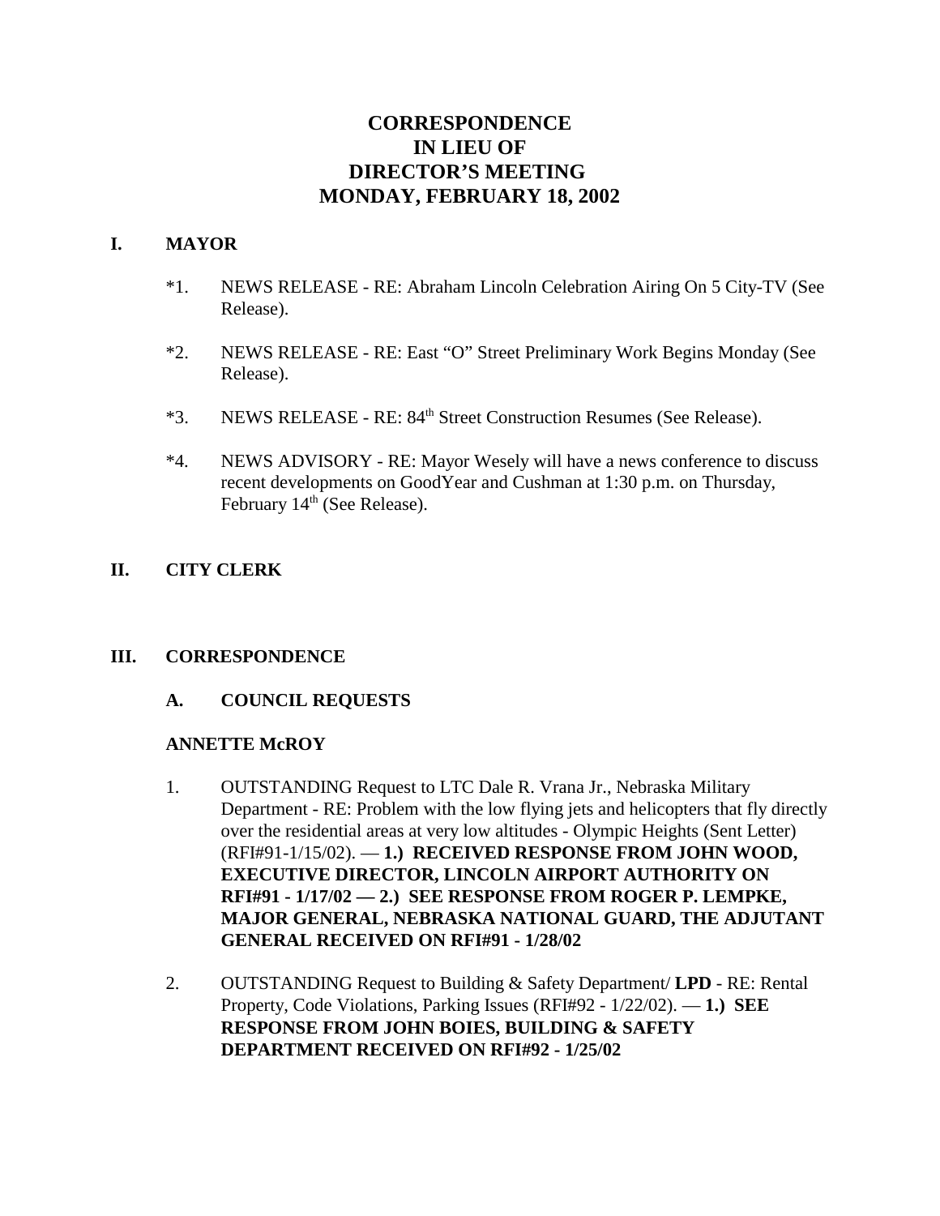# CORRESPONDENCE
# IN LIEU OF
# DIRECTOR'S MEETING
# MONDAY, FEBRUARY 18, 2002

## I. MAYOR

*1. NEWS RELEASE - RE: Abraham Lincoln Celebration Airing On 5 City-TV (See Release).

*2. NEWS RELEASE - RE: East "O" Street Preliminary Work Begins Monday (See Release).

*3. NEWS RELEASE - RE: $84^{th}$ Street Construction Resumes (See Release).

*4. NEWS ADVISORY - RE: Mayor Wesely will have a news conference to discuss recent developments on GoodYear and Cushman at 1:30 p.m. on Thursday, February $14^{th}$ (See Release).

## II. CITY CLERK

## III. CORRESPONDENCE

### A. COUNCIL REQUESTS

**ANNETTE McROY**

1. OUTSTANDING Request to LTC Dale R. Vrana Jr., Nebraska Military Department - RE: Problem with the low flying jets and helicopters that fly directly over the residential areas at very low altitudes - Olympic Heights (Sent Letter) (RFI#91-1/15/02). — **1.) RECEIVED RESPONSE FROM JOHN WOOD, EXECUTIVE DIRECTOR, LINCOLN AIRPORT AUTHORITY ON RFI#91 - 1/17/02 — 2.) SEE RESPONSE FROM ROGER P. LEMPKE, MAJOR GENERAL, NEBRASKA NATIONAL GUARD, THE ADJUTANT GENERAL RECEIVED ON RFI#91 - 1/28/02**

2. OUTSTANDING Request to Building & Safety Department/ **LPD** - RE: Rental Property, Code Violations, Parking Issues (RFI#92 - 1/22/02). — **1.) SEE RESPONSE FROM JOHN BOIES, BUILDING & SAFETY DEPARTMENT RECEIVED ON RFI#92 - 1/25/02**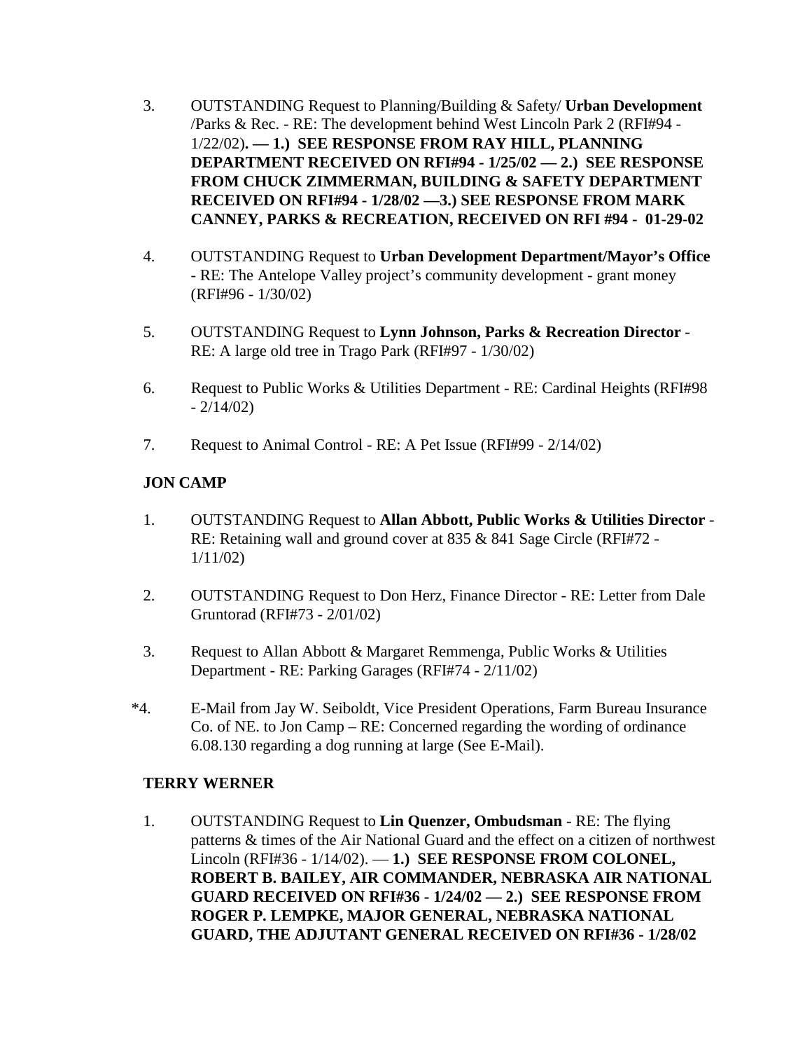3. OUTSTANDING Request to Planning/Building & Safety/ **Urban Development** /Parks & Rec. - RE: The development behind West Lincoln Park 2 (RFI#94 - 1/22/02)**. — 1.) SEE RESPONSE FROM RAY HILL, PLANNING DEPARTMENT RECEIVED ON RFI#94 - 1/25/02 — 2.) SEE RESPONSE FROM CHUCK ZIMMERMAN, BUILDING & SAFETY DEPARTMENT RECEIVED ON RFI#94 - 1/28/02 —3.) SEE RESPONSE FROM MARK CANNEY, PARKS & RECREATION, RECEIVED ON RFI #94 - 01-29-02**

4. OUTSTANDING Request to **Urban Development Department/Mayor's Office** - RE: The Antelope Valley project's community development - grant money (RFI#96 - 1/30/02)

5. OUTSTANDING Request to **Lynn Johnson, Parks & Recreation Director** - RE: A large old tree in Trago Park (RFI#97 - 1/30/02)

6. Request to Public Works & Utilities Department - RE: Cardinal Heights (RFI#98 - 2/14/02)

7. Request to Animal Control - RE: A Pet Issue (RFI#99 - 2/14/02)

**JON CAMP**

1. OUTSTANDING Request to **Allan Abbott, Public Works & Utilities Director** - RE: Retaining wall and ground cover at 835 & 841 Sage Circle (RFI#72 - 1/11/02)

2. OUTSTANDING Request to Don Herz, Finance Director - RE: Letter from Dale Gruntorad (RFI#73 - 2/01/02)

3. Request to Allan Abbott & Margaret Remmenga, Public Works & Utilities Department - RE: Parking Garages (RFI#74 - 2/11/02)

*4. E-Mail from Jay W. Seiboldt, Vice President Operations, Farm Bureau Insurance Co. of NE. to Jon Camp – RE: Concerned regarding the wording of ordinance 6.08.130 regarding a dog running at large (See E-Mail).

**TERRY WERNER**

1. OUTSTANDING Request to **Lin Quenzer, Ombudsman** - RE: The flying patterns & times of the Air National Guard and the effect on a citizen of northwest Lincoln (RFI#36 - 1/14/02). — **1.) SEE RESPONSE FROM COLONEL, ROBERT B. BAILEY, AIR COMMANDER, NEBRASKA AIR NATIONAL GUARD RECEIVED ON RFI#36 - 1/24/02 — 2.) SEE RESPONSE FROM ROGER P. LEMPKE, MAJOR GENERAL, NEBRASKA NATIONAL GUARD, THE ADJUTANT GENERAL RECEIVED ON RFI#36 - 1/28/02**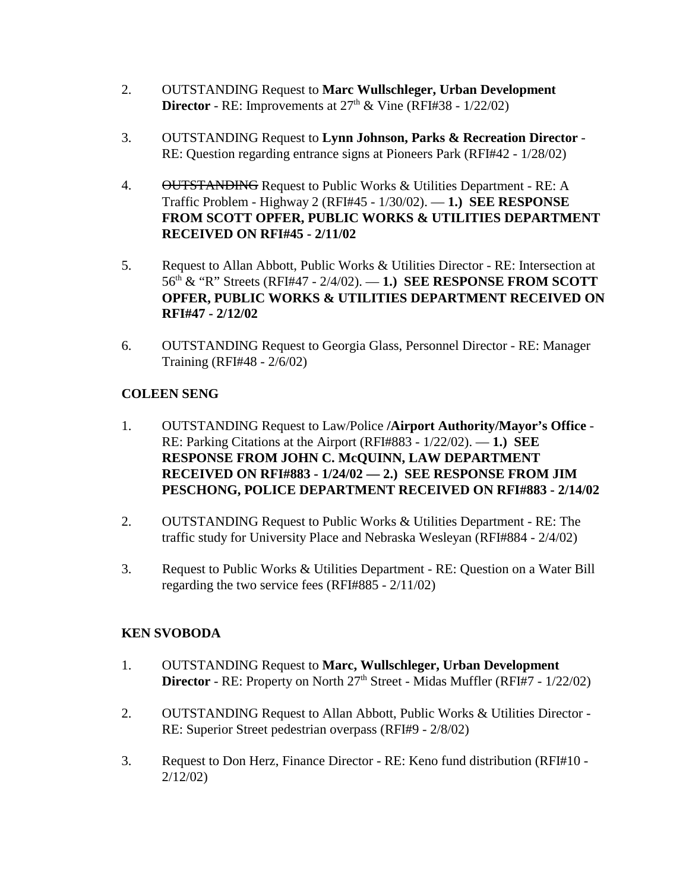2. OUTSTANDING Request to **Marc Wullschleger, Urban Development Director** - RE: Improvements at 27th & Vine (RFI#38 - 1/22/02)

3. OUTSTANDING Request to **Lynn Johnson, Parks & Recreation Director** - RE: Question regarding entrance signs at Pioneers Park (RFI#42 - 1/28/02)

4. ~~OUTSTANDING~~ Request to Public Works & Utilities Department - RE: A Traffic Problem - Highway 2 (RFI#45 - 1/30/02). — **1.) SEE RESPONSE FROM SCOTT OPFER, PUBLIC WORKS & UTILITIES DEPARTMENT RECEIVED ON RFI#45 - 2/11/02**

5. Request to Allan Abbott, Public Works & Utilities Director - RE: Intersection at 56th & "R" Streets (RFI#47 - 2/4/02). — **1.) SEE RESPONSE FROM SCOTT OPFER, PUBLIC WORKS & UTILITIES DEPARTMENT RECEIVED ON RFI#47 - 2/12/02**

6. OUTSTANDING Request to Georgia Glass, Personnel Director - RE: Manager Training (RFI#48 - 2/6/02)

**COLEEN SENG**

1. OUTSTANDING Request to Law/Police **/Airport Authority/Mayor's Office** - RE: Parking Citations at the Airport (RFI#883 - 1/22/02). — **1.) SEE RESPONSE FROM JOHN C. McQUINN, LAW DEPARTMENT RECEIVED ON RFI#883 - 1/24/02 — 2.) SEE RESPONSE FROM JIM PESCHONG, POLICE DEPARTMENT RECEIVED ON RFI#883 - 2/14/02**

2. OUTSTANDING Request to Public Works & Utilities Department - RE: The traffic study for University Place and Nebraska Wesleyan (RFI#884 - 2/4/02)

3. Request to Public Works & Utilities Department - RE: Question on a Water Bill regarding the two service fees (RFI#885 - 2/11/02)

**KEN SVOBODA**

1. OUTSTANDING Request to **Marc, Wullschleger, Urban Development Director** - RE: Property on North 27th Street - Midas Muffler (RFI#7 - 1/22/02)

2. OUTSTANDING Request to Allan Abbott, Public Works & Utilities Director - RE: Superior Street pedestrian overpass (RFI#9 - 2/8/02)

3. Request to Don Herz, Finance Director - RE: Keno fund distribution (RFI#10 - 2/12/02)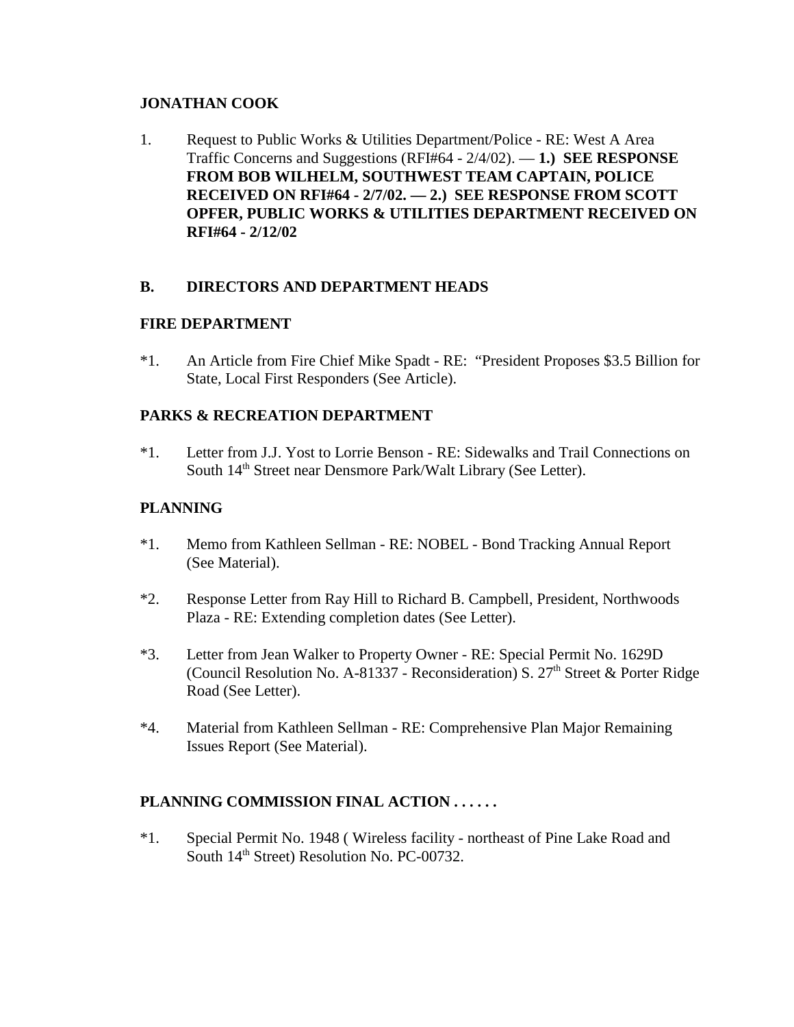**JONATHAN COOK**

1. Request to Public Works & Utilities Department/Police - RE: West A Area Traffic Concerns and Suggestions (RFI#64 - 2/4/02). — **1.) SEE RESPONSE FROM BOB WILHELM, SOUTHWEST TEAM CAPTAIN, POLICE RECEIVED ON RFI#64 - 2/7/02. — 2.) SEE RESPONSE FROM SCOTT OPFER, PUBLIC WORKS & UTILITIES DEPARTMENT RECEIVED ON RFI#64 - 2/12/02**

**B. DIRECTORS AND DEPARTMENT HEADS**

**FIRE DEPARTMENT**

*1. An Article from Fire Chief Mike Spadt - RE: "President Proposes $3.5 Billion for State, Local First Responders (See Article).

**PARKS & RECREATION DEPARTMENT**

*1. Letter from J.J. Yost to Lorrie Benson - RE: Sidewalks and Trail Connections on South 14th Street near Densmore Park/Walt Library (See Letter).

**PLANNING**

*1. Memo from Kathleen Sellman - RE: NOBEL - Bond Tracking Annual Report (See Material).

*2. Response Letter from Ray Hill to Richard B. Campbell, President, Northwoods Plaza - RE: Extending completion dates (See Letter).

*3. Letter from Jean Walker to Property Owner - RE: Special Permit No. 1629D (Council Resolution No. A-81337 - Reconsideration) S. 27th Street & Porter Ridge Road (See Letter).

*4. Material from Kathleen Sellman - RE: Comprehensive Plan Major Remaining Issues Report (See Material).

**PLANNING COMMISSION FINAL ACTION . . . . . .**

*1. Special Permit No. 1948 ( Wireless facility - northeast of Pine Lake Road and South 14th Street) Resolution No. PC-00732.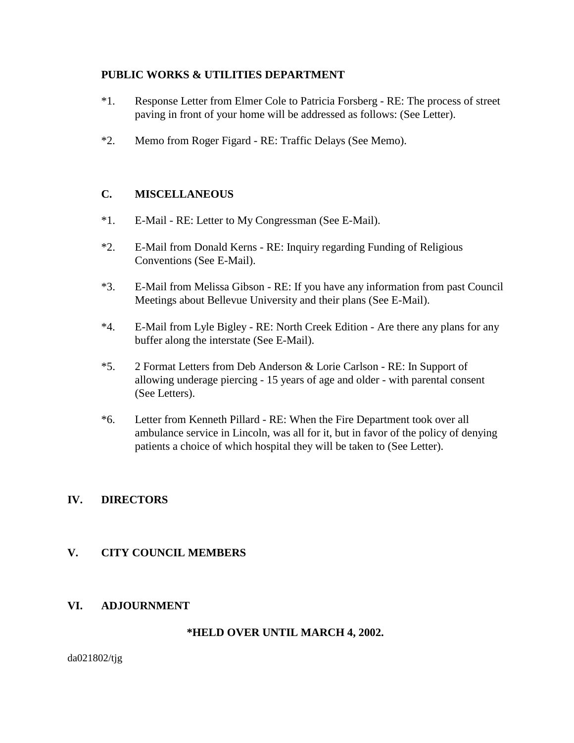**PUBLIC WORKS & UTILITIES DEPARTMENT**

*1. Response Letter from Elmer Cole to Patricia Forsberg - RE: The process of street paving in front of your home will be addressed as follows: (See Letter).

*2. Memo from Roger Figard - RE: Traffic Delays (See Memo).

## C. MISCELLANEOUS

*1. E-Mail - RE: Letter to My Congressman (See E-Mail).

*2. E-Mail from Donald Kerns - RE: Inquiry regarding Funding of Religious Conventions (See E-Mail).

*3. E-Mail from Melissa Gibson - RE: If you have any information from past Council Meetings about Bellevue University and their plans (See E-Mail).

*4. E-Mail from Lyle Bigley - RE: North Creek Edition - Are there any plans for any buffer along the interstate (See E-Mail).

*5. 2 Format Letters from Deb Anderson & Lorie Carlson - RE: In Support of allowing underage piercing - 15 years of age and older - with parental consent (See Letters).

*6. Letter from Kenneth Pillard - RE: When the Fire Department took over all ambulance service in Lincoln, was all for it, but in favor of the policy of denying patients a choice of which hospital they will be taken to (See Letter).

## IV. DIRECTORS

## V. CITY COUNCIL MEMBERS

## VI. ADJOURNMENT

**\*HELD OVER UNTIL MARCH 4, 2002.**

da021802/tjg